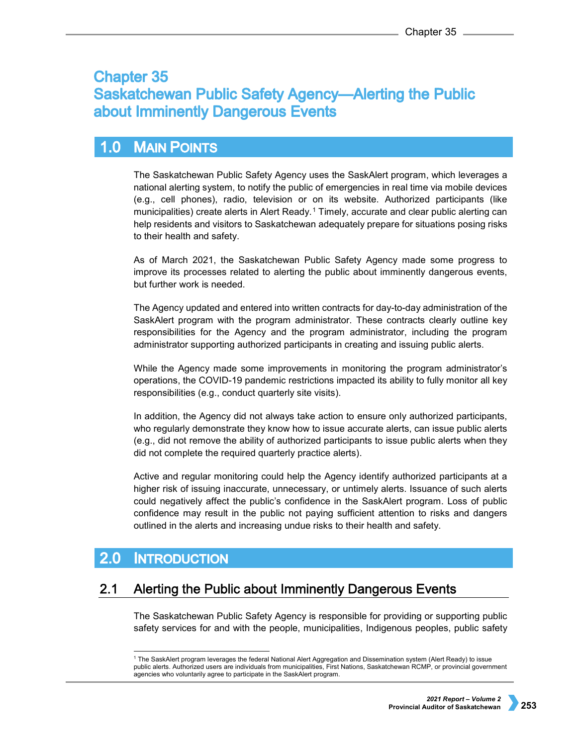# Chapter 35
# Saskatchewan Public Safety Agency—Alerting the Public about Imminently Dangerous Events

## 1.0 Main Points

The Saskatchewan Public Safety Agency uses the SaskAlert program, which leverages a national alerting system, to notify the public of emergencies in real time via mobile devices (e.g., cell phones), radio, television or on its website. Authorized participants (like municipalities) create alerts in Alert Ready.[1] Timely, accurate and clear public alerting can help residents and visitors to Saskatchewan adequately prepare for situations posing risks to their health and safety.

As of March 2021, the Saskatchewan Public Safety Agency made some progress to improve its processes related to alerting the public about imminently dangerous events, but further work is needed.

The Agency updated and entered into written contracts for day-to-day administration of the SaskAlert program with the program administrator. These contracts clearly outline key responsibilities for the Agency and the program administrator, including the program administrator supporting authorized participants in creating and issuing public alerts.

While the Agency made some improvements in monitoring the program administrator's operations, the COVID-19 pandemic restrictions impacted its ability to fully monitor all key responsibilities (e.g., conduct quarterly site visits).

In addition, the Agency did not always take action to ensure only authorized participants, who regularly demonstrate they know how to issue accurate alerts, can issue public alerts (e.g., did not remove the ability of authorized participants to issue public alerts when they did not complete the required quarterly practice alerts).

Active and regular monitoring could help the Agency identify authorized participants at a higher risk of issuing inaccurate, unnecessary, or untimely alerts. Issuance of such alerts could negatively affect the public's confidence in the SaskAlert program. Loss of public confidence may result in the public not paying sufficient attention to risks and dangers outlined in the alerts and increasing undue risks to their health and safety.

## 2.0 Introduction

### 2.1 Alerting the Public about Imminently Dangerous Events

The Saskatchewan Public Safety Agency is responsible for providing or supporting public safety services for and with the people, municipalities, Indigenous peoples, public safety

[1] The SaskAlert program leverages the federal National Alert Aggregation and Dissemination system (Alert Ready) to issue public alerts. Authorized users are individuals from municipalities, First Nations, Saskatchewan RCMP, or provincial government agencies who voluntarily agree to participate in the SaskAlert program.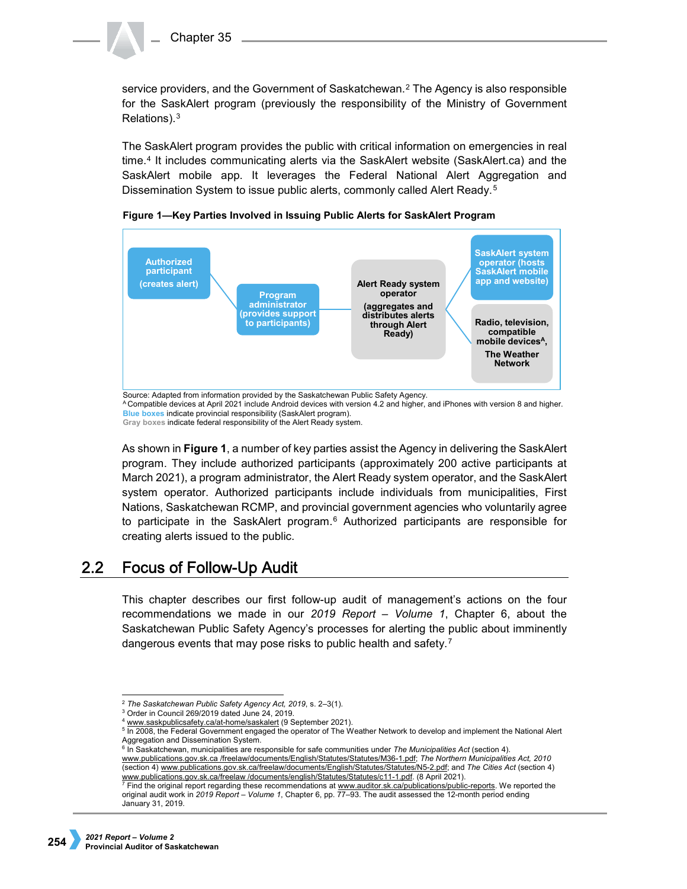service providers, and the Government of Saskatchewan.[2] The Agency is also responsible for the SaskAlert program (previously the responsibility of the Ministry of Government Relations).[3]

The SaskAlert program provides the public with critical information on emergencies in real time.[4] It includes communicating alerts via the SaskAlert website (SaskAlert.ca) and the SaskAlert mobile app. It leverages the Federal National Alert Aggregation and Dissemination System to issue public alerts, commonly called Alert Ready.[5]

**Figure 1—Key Parties Involved in Issuing Public Alerts for SaskAlert Program**

Authorized participant (creates alert) → Program administrator (provides support to participants) → Alert Ready system operator (aggregates and distributes alerts through Alert Ready) → SaskAlert system operator (hosts SaskAlert mobile app and website); Radio, television, compatible mobile devices[A], The Weather Network

Source: Adapted from information provided by the Saskatchewan Public Safety Agency.
[A] Compatible devices at April 2021 include Android devices with version 4.2 and higher, and iPhones with version 8 and higher.
Blue boxes indicate provincial responsibility (SaskAlert program).
Gray boxes indicate federal responsibility of the Alert Ready system.

As shown in **Figure 1**, a number of key parties assist the Agency in delivering the SaskAlert program. They include authorized participants (approximately 200 active participants at March 2021), a program administrator, the Alert Ready system operator, and the SaskAlert system operator. Authorized participants include individuals from municipalities, First Nations, Saskatchewan RCMP, and provincial government agencies who voluntarily agree to participate in the SaskAlert program.[6] Authorized participants are responsible for creating alerts issued to the public.

## 2.2 Focus of Follow-Up Audit

This chapter describes our first follow-up audit of management's actions on the four recommendations we made in our *2019 Report – Volume 1*, Chapter 6, about the Saskatchewan Public Safety Agency's processes for alerting the public about imminently dangerous events that may pose risks to public health and safety.[7]

---

[2] *The Saskatchewan Public Safety Agency Act, 2019*, s. 2–3(1).
[3] Order in Council 269/2019 dated June 24, 2019.
[4] www.saskpublicsafety.ca/at-home/saskalert (9 September 2021).
[5] In 2008, the Federal Government engaged the operator of The Weather Network to develop and implement the National Alert Aggregation and Dissemination System.
[6] In Saskatchewan, municipalities are responsible for safe communities under *The Municipalities Act* (section 4). www.publications.gov.sk.ca /freelaw/documents/English/Statutes/Statutes/M36-1.pdf; *The Northern Municipalities Act, 2010* (section 4) www.publications.gov.sk.ca/freelaw/documents/English/Statutes/Statutes/N5-2.pdf; and *The Cities Act* (section 4) www.publications.gov.sk.ca/freelaw /documents/english/Statutes/Statutes/c11-1.pdf. (8 April 2021).
[7] Find the original report regarding these recommendations at www.auditor.sk.ca/publications/public-reports. We reported the original audit work in *2019 Report – Volume 1*, Chapter 6, pp. 77–93. The audit assessed the 12-month period ending January 31, 2019.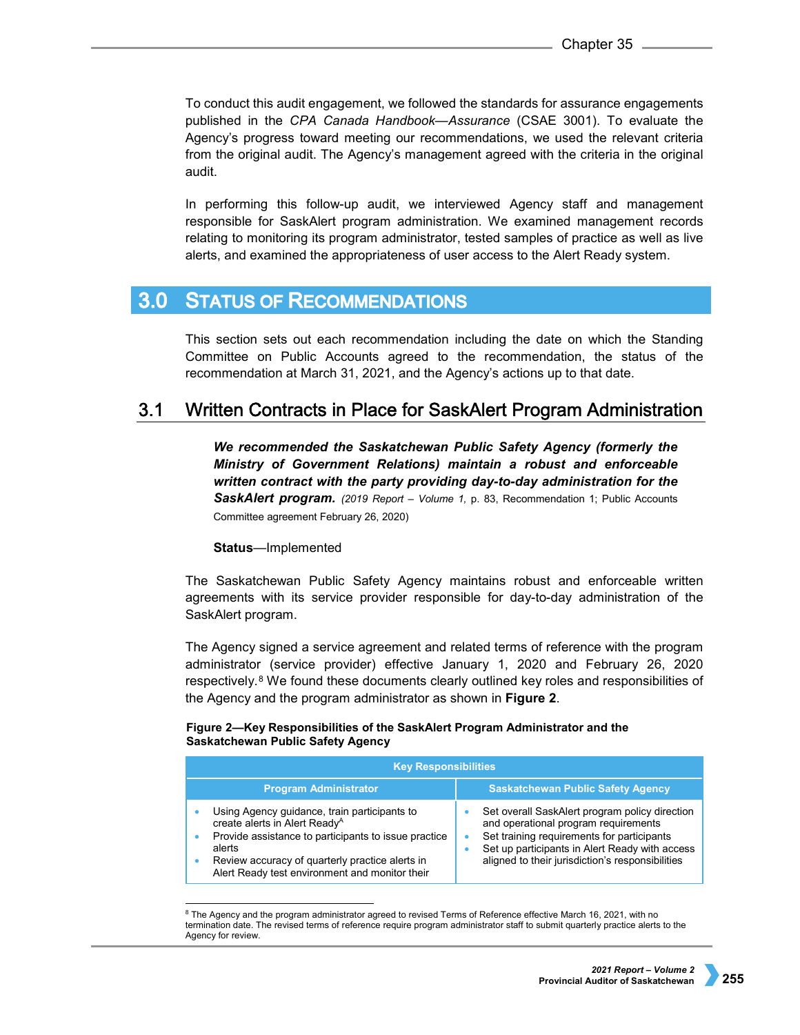To conduct this audit engagement, we followed the standards for assurance engagements published in the *CPA Canada Handbook—Assurance* (CSAE 3001). To evaluate the Agency's progress toward meeting our recommendations, we used the relevant criteria from the original audit. The Agency's management agreed with the criteria in the original audit.

In performing this follow-up audit, we interviewed Agency staff and management responsible for SaskAlert program administration. We examined management records relating to monitoring its program administrator, tested samples of practice as well as live alerts, and examined the appropriateness of user access to the Alert Ready system.

## 3.0 Status of Recommendations

This section sets out each recommendation including the date on which the Standing Committee on Public Accounts agreed to the recommendation, the status of the recommendation at March 31, 2021, and the Agency's actions up to that date.

### 3.1 Written Contracts in Place for SaskAlert Program Administration

***We recommended the Saskatchewan Public Safety Agency (formerly the Ministry of Government Relations) maintain a robust and enforceable written contract with the party providing day-to-day administration for the SaskAlert program.*** (*2019 Report – Volume 1,* p. 83, Recommendation 1; Public Accounts Committee agreement February 26, 2020)

**Status**—Implemented

The Saskatchewan Public Safety Agency maintains robust and enforceable written agreements with its service provider responsible for day-to-day administration of the SaskAlert program.

The Agency signed a service agreement and related terms of reference with the program administrator (service provider) effective January 1, 2020 and February 26, 2020 respectively.[8] We found these documents clearly outlined key roles and responsibilities of the Agency and the program administrator as shown in **Figure 2**.

**Figure 2—Key Responsibilities of the SaskAlert Program Administrator and the Saskatchewan Public Safety Agency**

| Key Responsibilities | |
|---|---|
| **Program Administrator** | **Saskatchewan Public Safety Agency** |
| • Using Agency guidance, train participants to create alerts in Alert Ready[A]<br>• Provide assistance to participants to issue practice alerts<br>• Review accuracy of quarterly practice alerts in Alert Ready test environment and monitor their | • Set overall SaskAlert program policy direction and operational program requirements<br>• Set training requirements for participants<br>• Set up participants in Alert Ready with access aligned to their jurisdiction's responsibilities |

[8] The Agency and the program administrator agreed to revised Terms of Reference effective March 16, 2021, with no termination date. The revised terms of reference require program administrator staff to submit quarterly practice alerts to the Agency for review.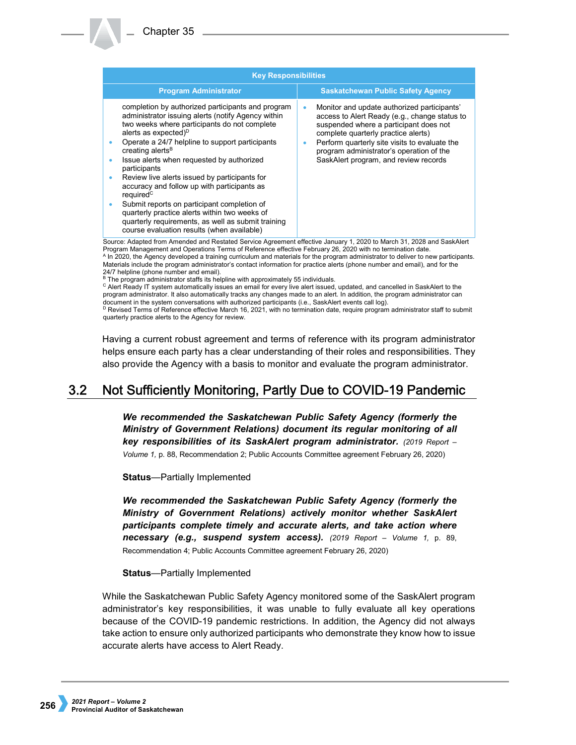| Key Responsibilities | |
|---|---|
| **Program Administrator** | **Saskatchewan Public Safety Agency** |
| completion by authorized participants and program administrator issuing alerts (notify Agency within two weeks where participants do not complete alerts as expected)[D]<br>• Operate a 24/7 helpline to support participants creating alerts[B]<br>• Issue alerts when requested by authorized participants<br>• Review live alerts issued by participants for accuracy and follow up with participants as required[C]<br>• Submit reports on participant completion of quarterly practice alerts within two weeks of quarterly requirements, as well as submit training course evaluation results (when available) | • Monitor and update authorized participants' access to Alert Ready (e.g., change status to suspended where a participant does not complete quarterly practice alerts)<br>• Perform quarterly site visits to evaluate the program administrator's operation of the SaskAlert program, and review records |

Source: Adapted from Amended and Restated Service Agreement effective January 1, 2020 to March 31, 2028 and SaskAlert Program Management and Operations Terms of Reference effective February 26, 2020 with no termination date.
[A] In 2020, the Agency developed a training curriculum and materials for the program administrator to deliver to new participants. Materials include the program administrator's contact information for practice alerts (phone number and email), and for the 24/7 helpline (phone number and email).
[B] The program administrator staffs its helpline with approximately 55 individuals.
[C] Alert Ready IT system automatically issues an email for every live alert issued, updated, and cancelled in SaskAlert to the program administrator. It also automatically tracks any changes made to an alert. In addition, the program administrator can document in the system conversations with authorized participants (i.e., SaskAlert events call log).
[D] Revised Terms of Reference effective March 16, 2021, with no termination date, require program administrator staff to submit quarterly practice alerts to the Agency for review.

Having a current robust agreement and terms of reference with its program administrator helps ensure each party has a clear understanding of their roles and responsibilities. They also provide the Agency with a basis to monitor and evaluate the program administrator.

## 3.2 Not Sufficiently Monitoring, Partly Due to COVID-19 Pandemic

***We recommended the Saskatchewan Public Safety Agency (formerly the Ministry of Government Relations) document its regular monitoring of all key responsibilities of its SaskAlert program administrator.*** *(2019 Report – Volume 1,* p. 88, Recommendation 2; Public Accounts Committee agreement February 26, 2020)

**Status**—Partially Implemented

***We recommended the Saskatchewan Public Safety Agency (formerly the Ministry of Government Relations) actively monitor whether SaskAlert participants complete timely and accurate alerts, and take action where necessary (e.g., suspend system access).*** *(2019 Report – Volume 1,* p. 89, Recommendation 4; Public Accounts Committee agreement February 26, 2020)

**Status**—Partially Implemented

While the Saskatchewan Public Safety Agency monitored some of the SaskAlert program administrator's key responsibilities, it was unable to fully evaluate all key operations because of the COVID-19 pandemic restrictions. In addition, the Agency did not always take action to ensure only authorized participants who demonstrate they know how to issue accurate alerts have access to Alert Ready.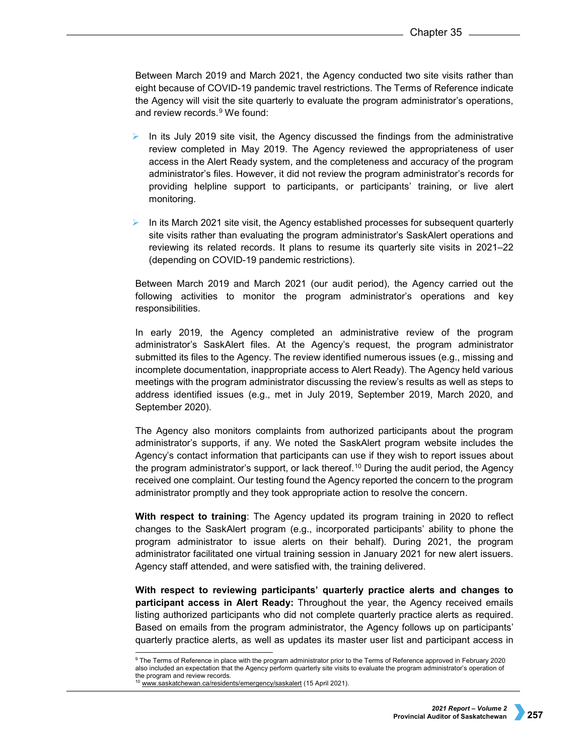Between March 2019 and March 2021, the Agency conducted two site visits rather than eight because of COVID-19 pandemic travel restrictions. The Terms of Reference indicate the Agency will visit the site quarterly to evaluate the program administrator's operations, and review records.[9] We found:

- In its July 2019 site visit, the Agency discussed the findings from the administrative review completed in May 2019. The Agency reviewed the appropriateness of user access in the Alert Ready system, and the completeness and accuracy of the program administrator's files. However, it did not review the program administrator's records for providing helpline support to participants, or participants' training, or live alert monitoring.
- In its March 2021 site visit, the Agency established processes for subsequent quarterly site visits rather than evaluating the program administrator's SaskAlert operations and reviewing its related records. It plans to resume its quarterly site visits in 2021–22 (depending on COVID-19 pandemic restrictions).

Between March 2019 and March 2021 (our audit period), the Agency carried out the following activities to monitor the program administrator's operations and key responsibilities.

In early 2019, the Agency completed an administrative review of the program administrator's SaskAlert files. At the Agency's request, the program administrator submitted its files to the Agency. The review identified numerous issues (e.g., missing and incomplete documentation, inappropriate access to Alert Ready). The Agency held various meetings with the program administrator discussing the review's results as well as steps to address identified issues (e.g., met in July 2019, September 2019, March 2020, and September 2020).

The Agency also monitors complaints from authorized participants about the program administrator's supports, if any. We noted the SaskAlert program website includes the Agency's contact information that participants can use if they wish to report issues about the program administrator's support, or lack thereof.[10] During the audit period, the Agency received one complaint. Our testing found the Agency reported the concern to the program administrator promptly and they took appropriate action to resolve the concern.

**With respect to training**: The Agency updated its program training in 2020 to reflect changes to the SaskAlert program (e.g., incorporated participants' ability to phone the program administrator to issue alerts on their behalf). During 2021, the program administrator facilitated one virtual training session in January 2021 for new alert issuers. Agency staff attended, and were satisfied with, the training delivered.

**With respect to reviewing participants' quarterly practice alerts and changes to participant access in Alert Ready:** Throughout the year, the Agency received emails listing authorized participants who did not complete quarterly practice alerts as required. Based on emails from the program administrator, the Agency follows up on participants' quarterly practice alerts, as well as updates its master user list and participant access in

---

[9] The Terms of Reference in place with the program administrator prior to the Terms of Reference approved in February 2020 also included an expectation that the Agency perform quarterly site visits to evaluate the program administrator's operation of the program and review records.

[10] www.saskatchewan.ca/residents/emergency/saskalert (15 April 2021).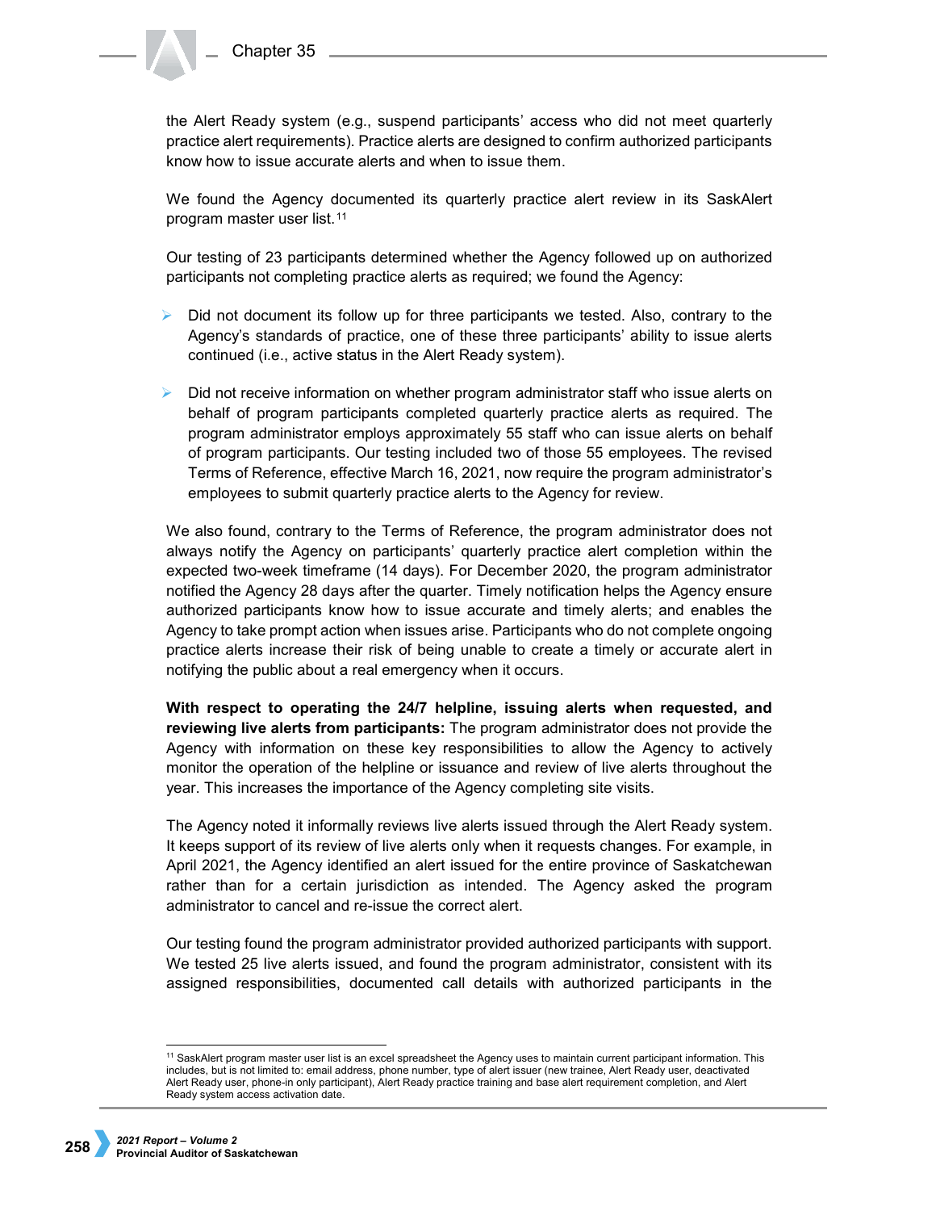the Alert Ready system (e.g., suspend participants' access who did not meet quarterly practice alert requirements). Practice alerts are designed to confirm authorized participants know how to issue accurate alerts and when to issue them.

We found the Agency documented its quarterly practice alert review in its SaskAlert program master user list.[11]

Our testing of 23 participants determined whether the Agency followed up on authorized participants not completing practice alerts as required; we found the Agency:

- Did not document its follow up for three participants we tested. Also, contrary to the Agency's standards of practice, one of these three participants' ability to issue alerts continued (i.e., active status in the Alert Ready system).

- Did not receive information on whether program administrator staff who issue alerts on behalf of program participants completed quarterly practice alerts as required. The program administrator employs approximately 55 staff who can issue alerts on behalf of program participants. Our testing included two of those 55 employees. The revised Terms of Reference, effective March 16, 2021, now require the program administrator's employees to submit quarterly practice alerts to the Agency for review.

We also found, contrary to the Terms of Reference, the program administrator does not always notify the Agency on participants' quarterly practice alert completion within the expected two-week timeframe (14 days). For December 2020, the program administrator notified the Agency 28 days after the quarter. Timely notification helps the Agency ensure authorized participants know how to issue accurate and timely alerts; and enables the Agency to take prompt action when issues arise. Participants who do not complete ongoing practice alerts increase their risk of being unable to create a timely or accurate alert in notifying the public about a real emergency when it occurs.

**With respect to operating the 24/7 helpline, issuing alerts when requested, and reviewing live alerts from participants:** The program administrator does not provide the Agency with information on these key responsibilities to allow the Agency to actively monitor the operation of the helpline or issuance and review of live alerts throughout the year. This increases the importance of the Agency completing site visits.

The Agency noted it informally reviews live alerts issued through the Alert Ready system. It keeps support of its review of live alerts only when it requests changes. For example, in April 2021, the Agency identified an alert issued for the entire province of Saskatchewan rather than for a certain jurisdiction as intended. The Agency asked the program administrator to cancel and re-issue the correct alert.

Our testing found the program administrator provided authorized participants with support. We tested 25 live alerts issued, and found the program administrator, consistent with its assigned responsibilities, documented call details with authorized participants in the

[11] SaskAlert program master user list is an excel spreadsheet the Agency uses to maintain current participant information. This includes, but is not limited to: email address, phone number, type of alert issuer (new trainee, Alert Ready user, deactivated Alert Ready user, phone-in only participant), Alert Ready practice training and base alert requirement completion, and Alert Ready system access activation date.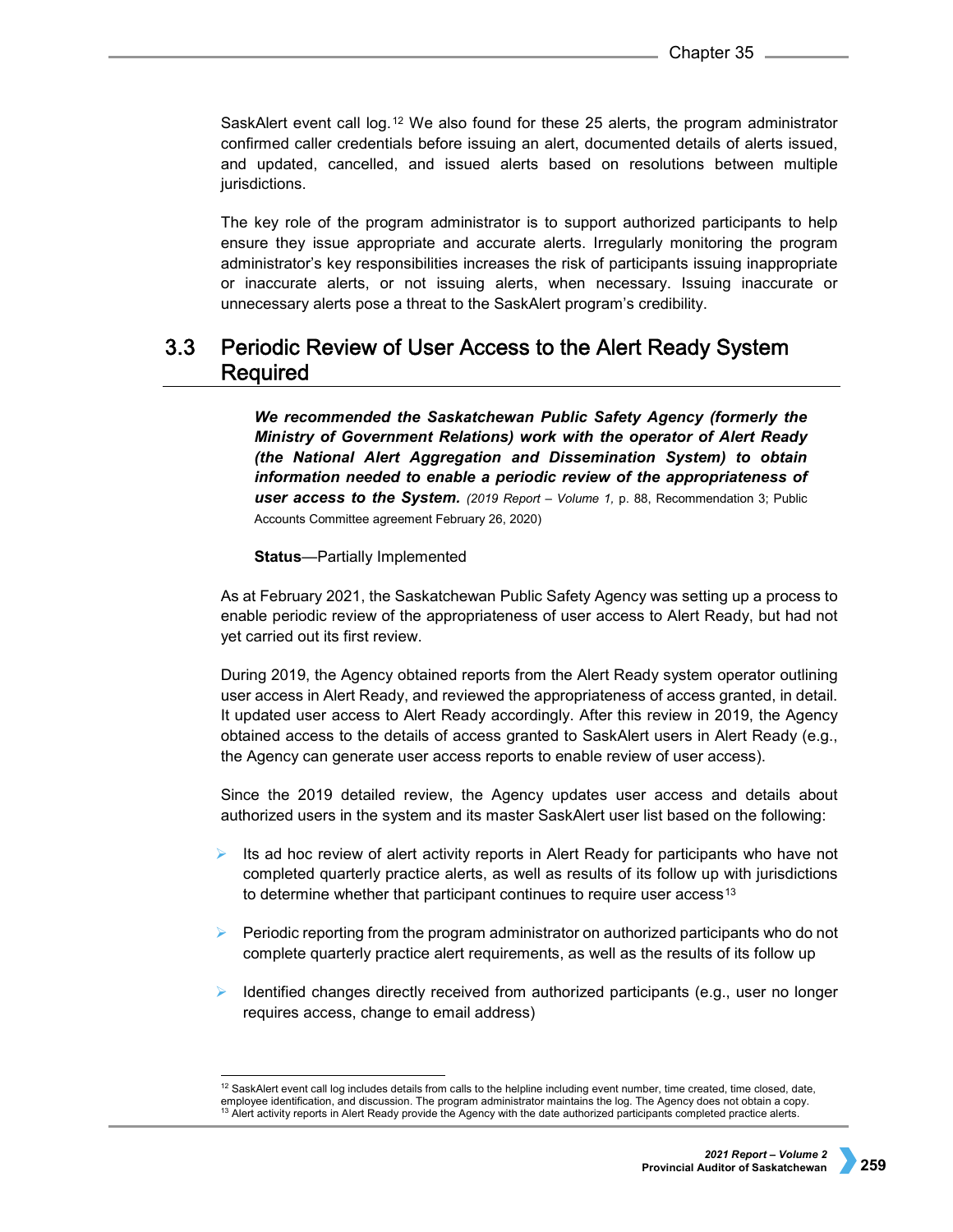SaskAlert event call log.[12] We also found for these 25 alerts, the program administrator confirmed caller credentials before issuing an alert, documented details of alerts issued, and updated, cancelled, and issued alerts based on resolutions between multiple jurisdictions.

The key role of the program administrator is to support authorized participants to help ensure they issue appropriate and accurate alerts. Irregularly monitoring the program administrator's key responsibilities increases the risk of participants issuing inappropriate or inaccurate alerts, or not issuing alerts, when necessary. Issuing inaccurate or unnecessary alerts pose a threat to the SaskAlert program's credibility.

## 3.3 Periodic Review of User Access to the Alert Ready System Required

***We recommended the Saskatchewan Public Safety Agency (formerly the Ministry of Government Relations) work with the operator of Alert Ready (the National Alert Aggregation and Dissemination System) to obtain information needed to enable a periodic review of the appropriateness of user access to the System.*** *(2019 Report – Volume 1,* p. 88, Recommendation 3; Public Accounts Committee agreement February 26, 2020)

**Status**—Partially Implemented

As at February 2021, the Saskatchewan Public Safety Agency was setting up a process to enable periodic review of the appropriateness of user access to Alert Ready, but had not yet carried out its first review.

During 2019, the Agency obtained reports from the Alert Ready system operator outlining user access in Alert Ready, and reviewed the appropriateness of access granted, in detail. It updated user access to Alert Ready accordingly. After this review in 2019, the Agency obtained access to the details of access granted to SaskAlert users in Alert Ready (e.g., the Agency can generate user access reports to enable review of user access).

Since the 2019 detailed review, the Agency updates user access and details about authorized users in the system and its master SaskAlert user list based on the following:

- Its ad hoc review of alert activity reports in Alert Ready for participants who have not completed quarterly practice alerts, as well as results of its follow up with jurisdictions to determine whether that participant continues to require user access[13]
- Periodic reporting from the program administrator on authorized participants who do not complete quarterly practice alert requirements, as well as the results of its follow up
- Identified changes directly received from authorized participants (e.g., user no longer requires access, change to email address)

---

[12] SaskAlert event call log includes details from calls to the helpline including event number, time created, time closed, date, employee identification, and discussion. The program administrator maintains the log. The Agency does not obtain a copy.

[13] Alert activity reports in Alert Ready provide the Agency with the date authorized participants completed practice alerts.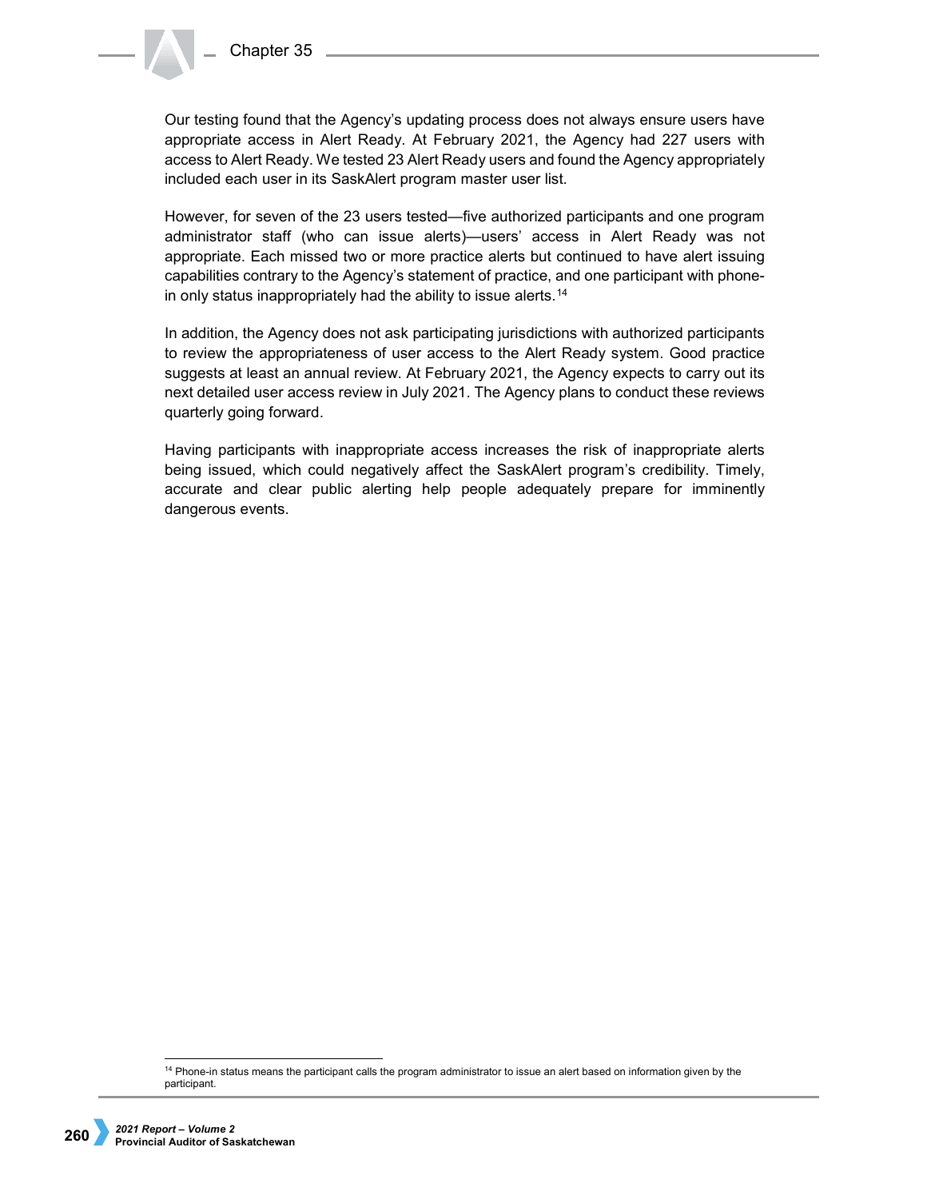Our testing found that the Agency's updating process does not always ensure users have appropriate access in Alert Ready. At February 2021, the Agency had 227 users with access to Alert Ready. We tested 23 Alert Ready users and found the Agency appropriately included each user in its SaskAlert program master user list.

However, for seven of the 23 users tested—five authorized participants and one program administrator staff (who can issue alerts)—users' access in Alert Ready was not appropriate. Each missed two or more practice alerts but continued to have alert issuing capabilities contrary to the Agency's statement of practice, and one participant with phone-in only status inappropriately had the ability to issue alerts.[14]

In addition, the Agency does not ask participating jurisdictions with authorized participants to review the appropriateness of user access to the Alert Ready system. Good practice suggests at least an annual review. At February 2021, the Agency expects to carry out its next detailed user access review in July 2021. The Agency plans to conduct these reviews quarterly going forward.

Having participants with inappropriate access increases the risk of inappropriate alerts being issued, which could negatively affect the SaskAlert program's credibility. Timely, accurate and clear public alerting help people adequately prepare for imminently dangerous events.

[14] Phone-in status means the participant calls the program administrator to issue an alert based on information given by the participant.